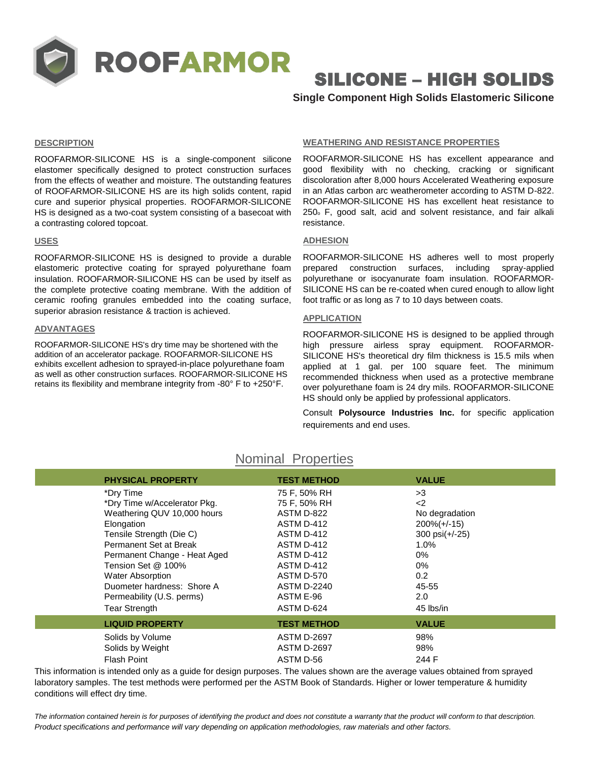# ROOFARMOR

## SILICONE – HIGH SOLIDS

**Single Component High Solids Elastomeric Silicone**

### DESCRIPTION

ROOFARMOR-SILICONE HS is a single-component silicone elastomer specifically designed to protect construction surfaces from the effects of weather and moisture. The outstanding features of ROOFARMOR-SILICONE HS are its high solids content, rapid cure and superior physical properties. ROOFARMOR-SILICONE HS is designed as a two-coat system consisting of a basecoat with a contrasting colored topcoat.

### USES

ROOFARMOR-SILICONE HS is designed to provide a durable elastomeric protective coating for sprayed polyurethane foam insulation. ROOFARMOR-SILICONE HS can be used by itself as the complete protective coating membrane. With the addition of ceramic roofing granules embedded into the coating surface, superior abrasion resistance & traction is achieved.

### ADVANTAGES

ROOFARMOR-SILICONE HS's dry time may be shortened with the addition of an accelerator package. ROOFARMOR-SILICONE HS exhibits excellent adhesion to sprayed-in-place polyurethane foam as well as other construction surfaces. ROOFARMOR-SILICONE HS retains its flexibility and membrane integrity from -80° F to +250°F.

### WEATHERING AND RESISTANCE PROPERTIES

ROOFARMOR-SILICONE HS has excellent appearance and good flexibility with no checking, cracking or significant discoloration after 8,000 hours Accelerated Weathering exposure in an Atlas carbon arc weatherometer according to ASTM D-822. ROOFARMOR-SILICONE HS has excellent heat resistance to 250° F, good salt, acid and solvent resistance, and fair alkali resistance.

### ADHESION

ROOFARMOR-SILICONE HS adheres well to most properly prepared construction surfaces, including spray-applied polyurethane or isocyanurate foam insulation. ROOFARMOR-SILICONE HS can be re-coated when cured enough to allow light foot traffic or as long as 7 to 10 days between coats.

### APPLICATION

ROOFARMOR-SILICONE HS is designed to be applied through high pressure airless spray equipment. ROOFARMOR-SILICONE HS's theoretical dry film thickness is 15.5 mils when applied at 1 gal. per 100 square feet. The minimum recommended thickness when used as a protective membrane over polyurethane foam is 24 dry mils. ROOFARMOR-SILICONE HS should only be applied by professional applicators.

Consult **Polysource Industries Inc.** for specific application requirements and end uses.

## Nominal Properties

| PHYSICAL PROPERTY | TEST METHOD | VALUE |
|---|---|---|
| *Dry Time | 75 F, 50% RH | >3 |
| *Dry Time w/Accelerator Pkg. | 75 F, 50% RH | <2 |
| Weathering QUV 10,000 hours | ASTM D-822 | No degradation |
| Elongation | ASTM D-412 | 200%(+/-15) |
| Tensile Strength (Die C) | ASTM D-412 | 300 psi(+/-25) |
| Permanent Set at Break | ASTM D-412 | 1.0% |
| Permanent Change - Heat Aged | ASTM D-412 | 0% |
| Tension Set @ 100% | ASTM D-412 | 0% |
| Water Absorption | ASTM D-570 | 0.2 |
| Duometer hardness: Shore A | ASTM D-2240 | 45-55 |
| Permeability (U.S. perms) | ASTM E-96 | 2.0 |
| Tear Strength | ASTM D-624 | 45 lbs/in |
| **LIQUID PROPERTY** | **TEST METHOD** | **VALUE** |
| Solids by Volume | ASTM D-2697 | 98% |
| Solids by Weight | ASTM D-2697 | 98% |
| Flash Point | ASTM D-56 | 244 F |

This information is intended only as a guide for design purposes. The values shown are the average values obtained from sprayed laboratory samples. The test methods were performed per the ASTM Book of Standards. Higher or lower temperature & humidity conditions will effect dry time.

*The information contained herein is for purposes of identifying the product and does not constitute a warranty that the product will conform to that description. Product specifications and performance will vary depending on application methodologies, raw materials and other factors.*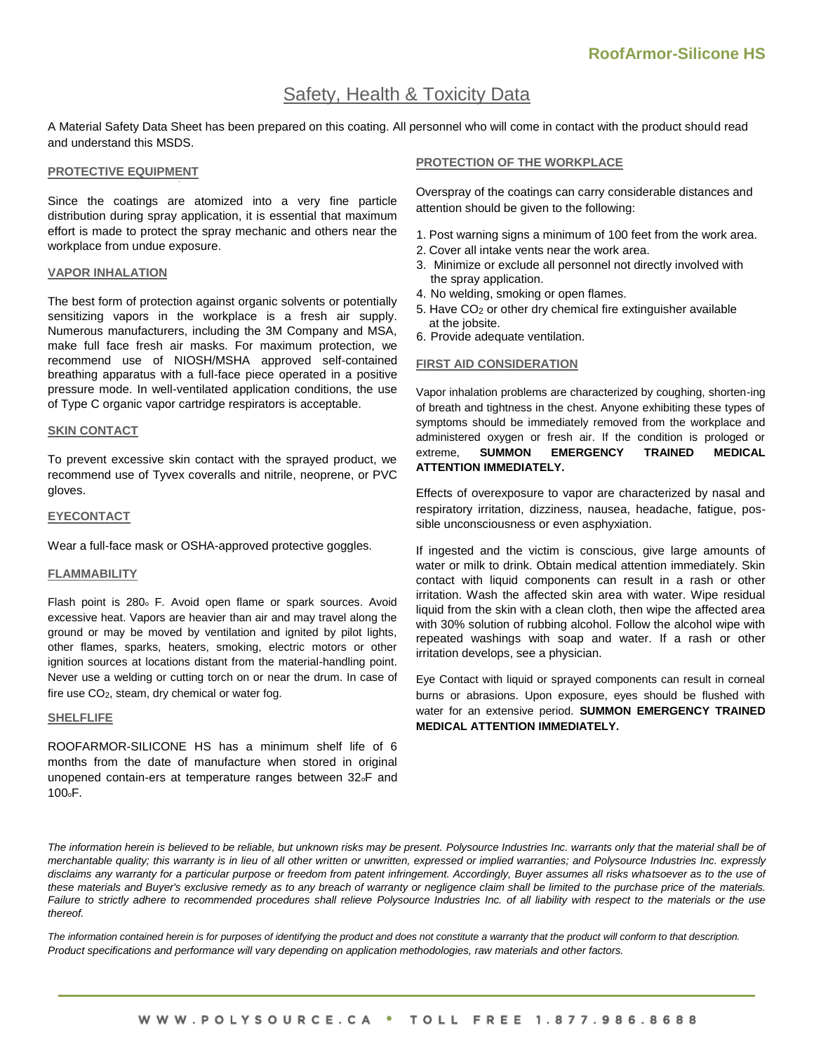# Safety, Health & Toxicity Data

A Material Safety Data Sheet has been prepared on this coating. All personnel who will come in contact with the product should read and understand this MSDS.

## PROTECTIVE EQUIPMENT

Since the coatings are atomized into a very fine particle distribution during spray application, it is essential that maximum effort is made to protect the spray mechanic and others near the workplace from undue exposure.

## VAPOR INHALATION

The best form of protection against organic solvents or potentially sensitizing vapors in the workplace is a fresh air supply. Numerous manufacturers, including the 3M Company and MSA, make full face fresh air masks. For maximum protection, we recommend use of NIOSH/MSHA approved self-contained breathing apparatus with a full-face piece operated in a positive pressure mode. In well-ventilated application conditions, the use of Type C organic vapor cartridge respirators is acceptable.

## SKIN CONTACT

To prevent excessive skin contact with the sprayed product, we recommend use of Tyvex coveralls and nitrile, neoprene, or PVC gloves.

## EYECONTACT

Wear a full-face mask or OSHA-approved protective goggles.

## FLAMMABILITY

Flash point is 280° F. Avoid open flame or spark sources. Avoid excessive heat. Vapors are heavier than air and may travel along the ground or may be moved by ventilation and ignited by pilot lights, other flames, sparks, heaters, smoking, electric motors or other ignition sources at locations distant from the material-handling point. Never use a welding or cutting torch on or near the drum. In case of fire use $CO_2$, steam, dry chemical or water fog.

## SHELFLIFE

ROOFARMOR-SILICONE HS has a minimum shelf life of 6 months from the date of manufacture when stored in original unopened contain-ers at temperature ranges between 32°F and 100°F.

## PROTECTION OF THE WORKPLACE

Overspray of the coatings can carry considerable distances and attention should be given to the following:

1. Post warning signs a minimum of 100 feet from the work area.
2. Cover all intake vents near the work area.
3. Minimize or exclude all personnel not directly involved with the spray application.
4. No welding, smoking or open flames.
5. Have $CO_2$ or other dry chemical fire extinguisher available at the jobsite.
6. Provide adequate ventilation.

## FIRST AID CONSIDERATION

Vapor inhalation problems are characterized by coughing, shorten-ing of breath and tightness in the chest. Anyone exhibiting these types of symptoms should be immediately removed from the workplace and administered oxygen or fresh air. If the condition is prologed or extreme, **SUMMON EMERGENCY TRAINED MEDICAL ATTENTION IMMEDIATELY.**

Effects of overexposure to vapor are characterized by nasal and respiratory irritation, dizziness, nausea, headache, fatigue, pos-sible unconsciousness or even asphyxiation.

If ingested and the victim is conscious, give large amounts of water or milk to drink. Obtain medical attention immediately. Skin contact with liquid components can result in a rash or other irritation. Wash the affected skin area with water. Wipe residual liquid from the skin with a clean cloth, then wipe the affected area with 30% solution of rubbing alcohol. Follow the alcohol wipe with repeated washings with soap and water. If a rash or other irritation develops, see a physician.

Eye Contact with liquid or sprayed components can result in corneal burns or abrasions. Upon exposure, eyes should be flushed with water for an extensive period. **SUMMON EMERGENCY TRAINED MEDICAL ATTENTION IMMEDIATELY.**

*The information herein is believed to be reliable, but unknown risks may be present. Polysource Industries Inc. warrants only that the material shall be of merchantable quality; this warranty is in lieu of all other written or unwritten, expressed or implied warranties; and Polysource Industries Inc. expressly disclaims any warranty for a particular purpose or freedom from patent infringement. Accordingly, Buyer assumes all risks whatsoever as to the use of these materials and Buyer's exclusive remedy as to any breach of warranty or negligence claim shall be limited to the purchase price of the materials. Failure to strictly adhere to recommended procedures shall relieve Polysource Industries Inc. of all liability with respect to the materials or the use thereof.*

*The information contained herein is for purposes of identifying the product and does not constitute a warranty that the product will conform to that description. Product specifications and performance will vary depending on application methodologies, raw materials and other factors.*